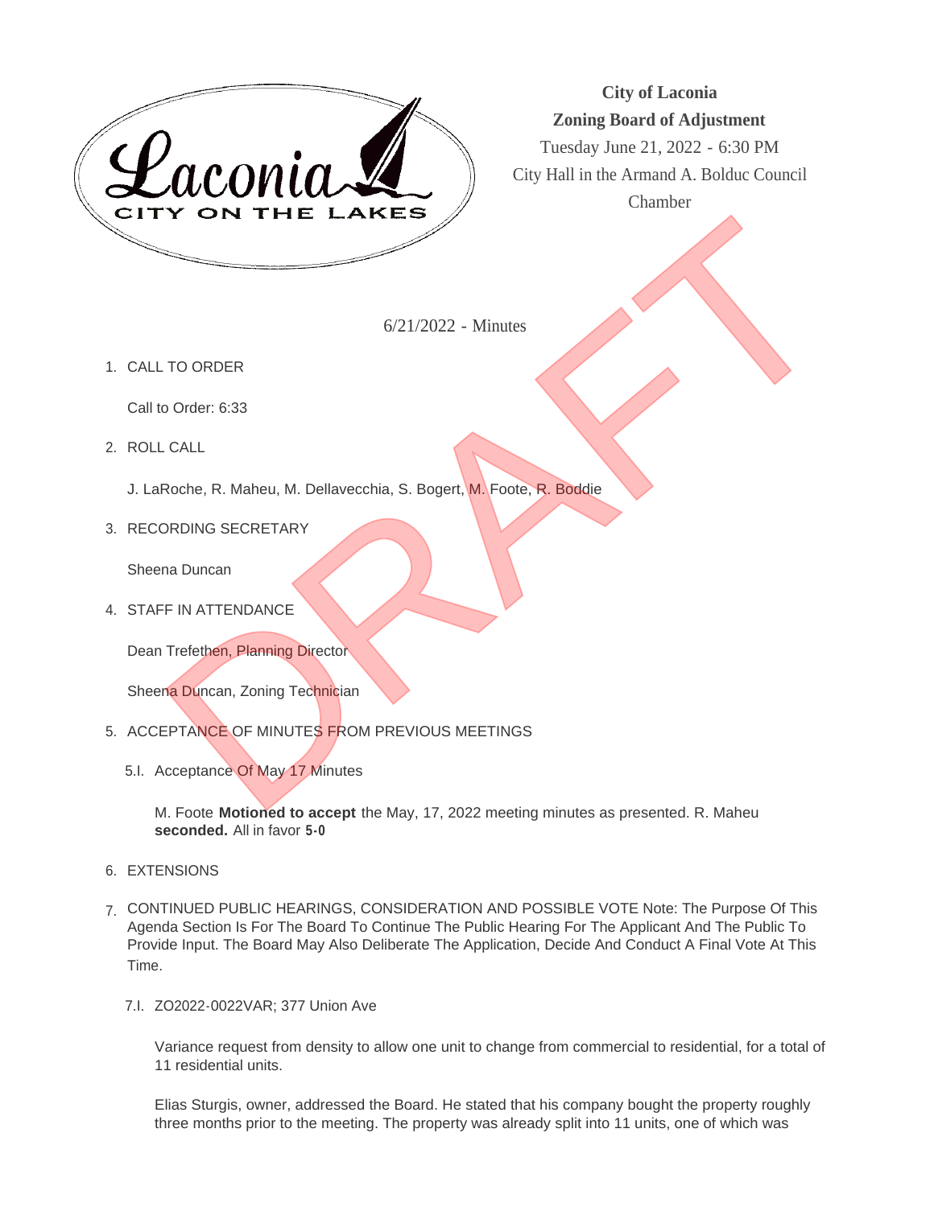**City of Laconia**
**Zoning Board of Adjustment**
Tuesday June 21, 2022 - 6:30 PM
City Hall in the Armand A. Bolduc Council Chamber

6/21/2022 - Minutes

1. CALL TO ORDER

   Call to Order: 6:33

2. ROLL CALL

   J. LaRoche, R. Maheu, M. Dellavecchia, S. Bogert, M. Foote, R. Boddie

3. RECORDING SECRETARY

   Sheena Duncan

4. STAFF IN ATTENDANCE

   Dean Trefethen, Planning Director

   Sheena Duncan, Zoning Technician

5. ACCEPTANCE OF MINUTES FROM PREVIOUS MEETINGS

   5.I. Acceptance Of May 17 Minutes

   M. Foote **Motioned to accept** the May, 17, 2022 meeting minutes as presented. R. Maheu **seconded.** All in favor **5-0**

6. EXTENSIONS

7. CONTINUED PUBLIC HEARINGS, CONSIDERATION AND POSSIBLE VOTE Note: The Purpose Of This Agenda Section Is For The Board To Continue The Public Hearing For The Applicant And The Public To Provide Input. The Board May Also Deliberate The Application, Decide And Conduct A Final Vote At This Time.

   7.I. ZO2022-0022VAR; 377 Union Ave

   Variance request from density to allow one unit to change from commercial to residential, for a total of 11 residential units.

   Elias Sturgis, owner, addressed the Board. He stated that his company bought the property roughly three months prior to the meeting. The property was already split into 11 units, one of which was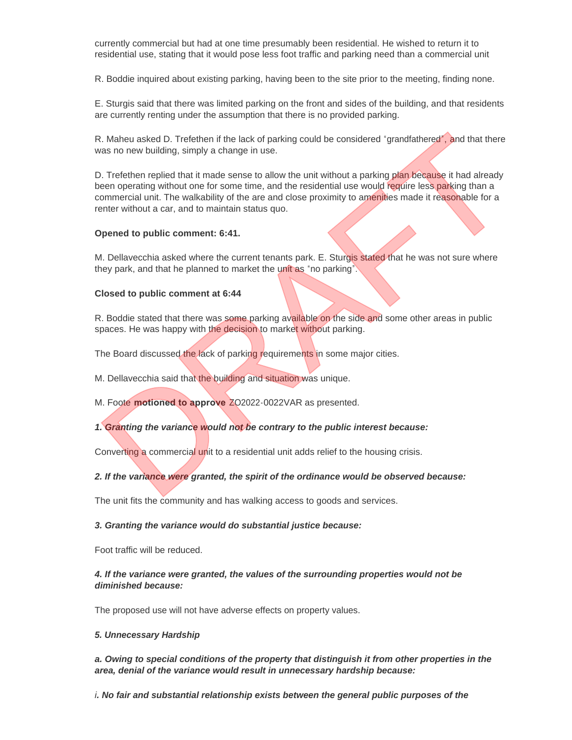currently commercial but had at one time presumably been residential. He wished to return it to residential use, stating that it would pose less foot traffic and parking need than a commercial unit

R. Boddie inquired about existing parking, having been to the site prior to the meeting, finding none.

E. Sturgis said that there was limited parking on the front and sides of the building, and that residents are currently renting under the assumption that there is no provided parking.

R. Maheu asked D. Trefethen if the lack of parking could be considered "grandfathered", and that there was no new building, simply a change in use.

D. Trefethen replied that it made sense to allow the unit without a parking plan because it had already been operating without one for some time, and the residential use would require less parking than a commercial unit. The walkability of the are and close proximity to amenities made it reasonable for a renter without a car, and to maintain status quo.

**Opened to public comment: 6:41.**

M. Dellavecchia asked where the current tenants park. E. Sturgis stated that he was not sure where they park, and that he planned to market the unit as "no parking".

**Closed to public comment at 6:44**

R. Boddie stated that there was some parking available on the side and some other areas in public spaces. He was happy with the decision to market without parking.

The Board discussed the lack of parking requirements in some major cities.

M. Dellavecchia said that the building and situation was unique.

M. Foote **motioned to approve** ZO2022-0022VAR as presented.

***1. Granting the variance would not be contrary to the public interest because:***

Converting a commercial unit to a residential unit adds relief to the housing crisis.

***2. If the variance were granted, the spirit of the ordinance would be observed because:***

The unit fits the community and has walking access to goods and services.

***3. Granting the variance would do substantial justice because:***

Foot traffic will be reduced.

***4. If the variance were granted, the values of the surrounding properties would not be diminished because:***

The proposed use will not have adverse effects on property values.

***5. Unnecessary Hardship***

***a. Owing to special conditions of the property that distinguish it from other properties in the area, denial of the variance would result in unnecessary hardship because:***

***i. No fair and substantial relationship exists between the general public purposes of the***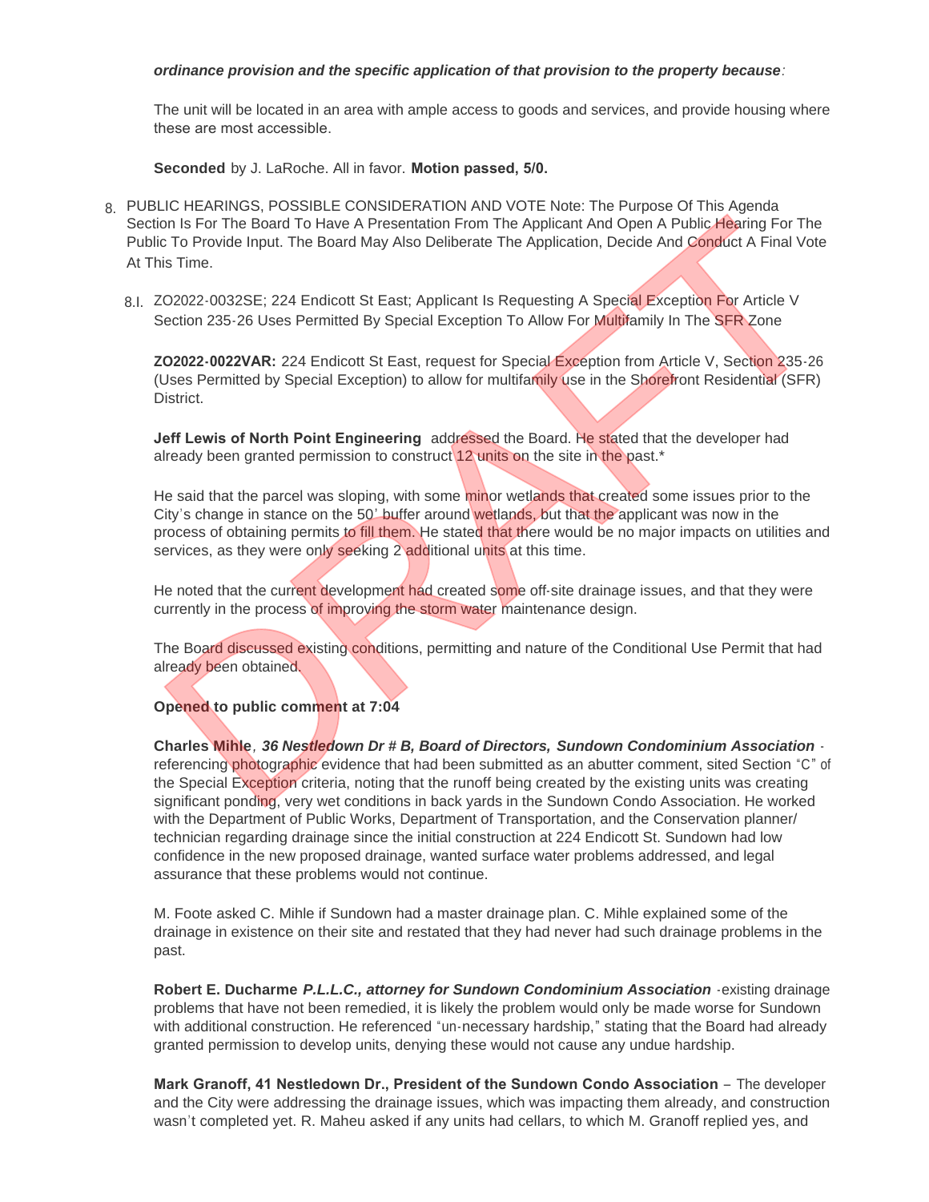***ordinance provision and the specific application of that provision to the property because:***

The unit will be located in an area with ample access to goods and services, and provide housing where these are most accessible.

**Seconded** by J. LaRoche. All in favor. **Motion passed, 5/0.**

8. PUBLIC HEARINGS, POSSIBLE CONSIDERATION AND VOTE Note: The Purpose Of This Agenda Section Is For The Board To Have A Presentation From The Applicant And Open A Public Hearing For The Public To Provide Input. The Board May Also Deliberate The Application, Decide And Conduct A Final Vote At This Time.

8.I. ZO2022-0032SE; 224 Endicott St East; Applicant Is Requesting A Special Exception For Article V Section 235-26 Uses Permitted By Special Exception To Allow For Multifamily In The SFR Zone

**ZO2022-0022VAR:** 224 Endicott St East, request for Special Exception from Article V, Section 235-26 (Uses Permitted by Special Exception) to allow for multifamily use in the Shorefront Residential (SFR) District.

**Jeff Lewis of North Point Engineering** addressed the Board. He stated that the developer had already been granted permission to construct 12 units on the site in the past.*

He said that the parcel was sloping, with some minor wetlands that created some issues prior to the City's change in stance on the 50' buffer around wetlands, but that the applicant was now in the process of obtaining permits to fill them. He stated that there would be no major impacts on utilities and services, as they were only seeking 2 additional units at this time.

He noted that the current development had created some off-site drainage issues, and that they were currently in the process of improving the storm water maintenance design.

The Board discussed existing conditions, permitting and nature of the Conditional Use Permit that had already been obtained.

**Opened to public comment at 7:04**

**Charles Mihle**, ***36 Nestledown Dr # B, Board of Directors, Sundown Condominium Association*** - referencing photographic evidence that had been submitted as an abutter comment, sited Section "C" of the Special Exception criteria, noting that the runoff being created by the existing units was creating significant ponding, very wet conditions in back yards in the Sundown Condo Association. He worked with the Department of Public Works, Department of Transportation, and the Conservation planner/ technician regarding drainage since the initial construction at 224 Endicott St. Sundown had low confidence in the new proposed drainage, wanted surface water problems addressed, and legal assurance that these problems would not continue.

M. Foote asked C. Mihle if Sundown had a master drainage plan. C. Mihle explained some of the drainage in existence on their site and restated that they had never had such drainage problems in the past.

**Robert E. Ducharme *P.L.L.C., attorney for Sundown Condominium Association*** -existing drainage problems that have not been remedied, it is likely the problem would only be made worse for Sundown with additional construction. He referenced "un-necessary hardship," stating that the Board had already granted permission to develop units, denying these would not cause any undue hardship.

**Mark Granoff, 41 Nestledown Dr., President of the Sundown Condo Association** – The developer and the City were addressing the drainage issues, which was impacting them already, and construction wasn't completed yet. R. Maheu asked if any units had cellars, to which M. Granoff replied yes, and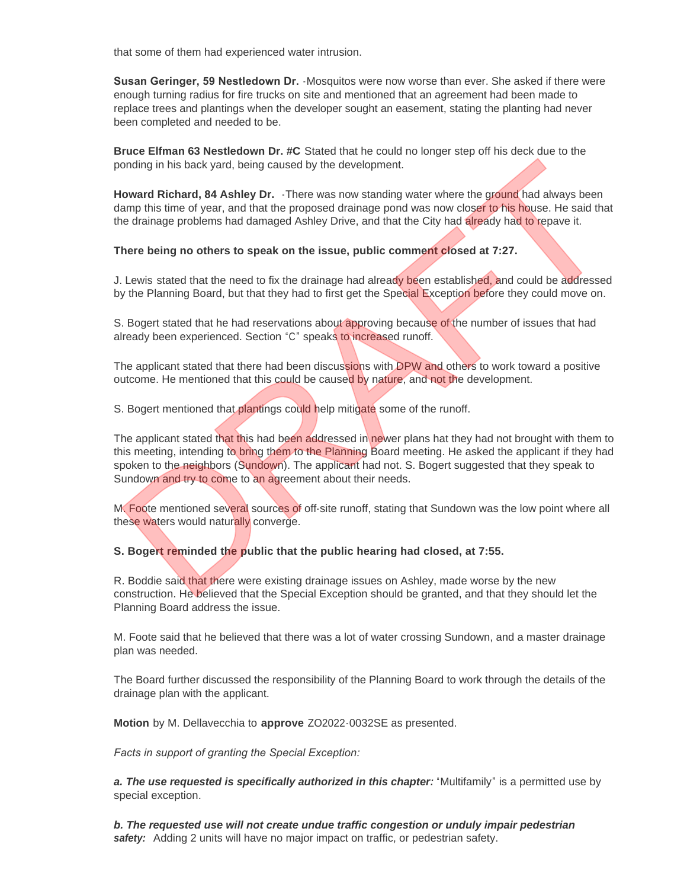that some of them had experienced water intrusion.

**Susan Geringer, 59 Nestledown Dr.** -Mosquitos were now worse than ever. She asked if there were enough turning radius for fire trucks on site and mentioned that an agreement had been made to replace trees and plantings when the developer sought an easement, stating the planting had never been completed and needed to be.

**Bruce Elfman 63 Nestledown Dr. #C** Stated that he could no longer step off his deck due to the ponding in his back yard, being caused by the development.

**Howard Richard, 84 Ashley Dr.** -There was now standing water where the ground had always been damp this time of year, and that the proposed drainage pond was now closer to his house. He said that the drainage problems had damaged Ashley Drive, and that the City had already had to repave it.

**There being no others to speak on the issue, public comment closed at 7:27.**

J. Lewis stated that the need to fix the drainage had already been established, and could be addressed by the Planning Board, but that they had to first get the Special Exception before they could move on.

S. Bogert stated that he had reservations about approving because of the number of issues that had already been experienced. Section "C" speaks to increased runoff.

The applicant stated that there had been discussions with DPW and others to work toward a positive outcome. He mentioned that this could be caused by nature, and not the development.

S. Bogert mentioned that plantings could help mitigate some of the runoff.

The applicant stated that this had been addressed in newer plans hat they had not brought with them to this meeting, intending to bring them to the Planning Board meeting. He asked the applicant if they had spoken to the neighbors (Sundown). The applicant had not. S. Bogert suggested that they speak to Sundown and try to come to an agreement about their needs.

M. Foote mentioned several sources of off-site runoff, stating that Sundown was the low point where all these waters would naturally converge.

**S. Bogert reminded the public that the public hearing had closed, at 7:55.**

R. Boddie said that there were existing drainage issues on Ashley, made worse by the new construction. He believed that the Special Exception should be granted, and that they should let the Planning Board address the issue.

M. Foote said that he believed that there was a lot of water crossing Sundown, and a master drainage plan was needed.

The Board further discussed the responsibility of the Planning Board to work through the details of the drainage plan with the applicant.

**Motion** by M. Dellavecchia to **approve** ZO2022-0032SE as presented.

*Facts in support of granting the Special Exception:*

***a. The use requested is specifically authorized in this chapter:*** "Multifamily" is a permitted use by special exception.

***b. The requested use will not create undue traffic congestion or unduly impair pedestrian safety:*** Adding 2 units will have no major impact on traffic, or pedestrian safety.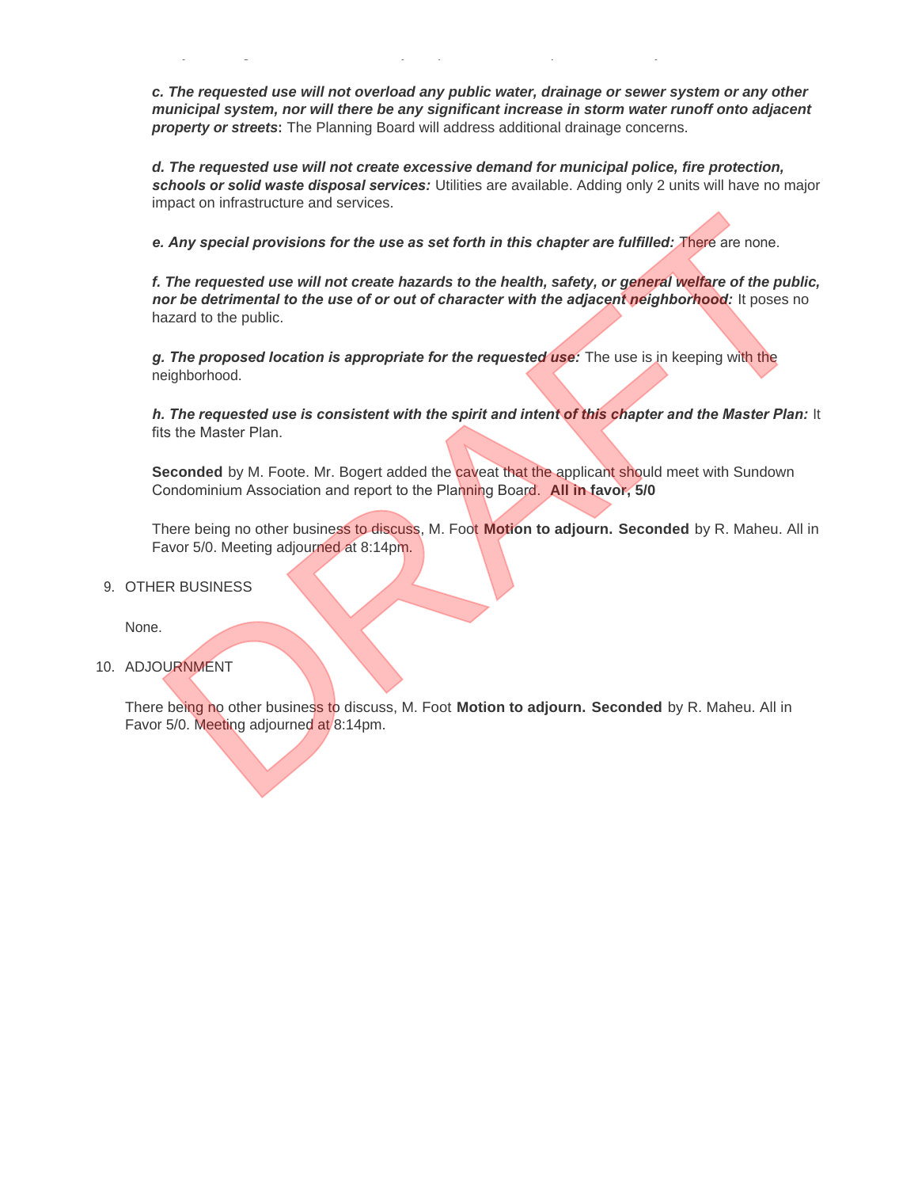*c. The requested use will not overload any public water, drainage or sewer system or any other municipal system, nor will there be any significant increase in storm water runoff onto adjacent property or streets***:** The Planning Board will address additional drainage concerns.

***d. The requested use will not create excessive demand for municipal police, fire protection, schools or solid waste disposal services:*** Utilities are available. Adding only 2 units will have no major impact on infrastructure and services.

***e. Any special provisions for the use as set forth in this chapter are fulfilled:*** There are none.

***f. The requested use will not create hazards to the health, safety, or general welfare of the public, nor be detrimental to the use of or out of character with the adjacent neighborhood:*** It poses no hazard to the public.

***g. The proposed location is appropriate for the requested use:*** The use is in keeping with the neighborhood.

***h. The requested use is consistent with the spirit and intent of this chapter and the Master Plan:*** It fits the Master Plan.

**Seconded** by M. Foote. Mr. Bogert added the caveat that the applicant should meet with Sundown Condominium Association and report to the Planning Board. **All in favor, 5/0**

There being no other business to discuss, M. Foot **Motion to adjourn. Seconded** by R. Maheu. All in Favor 5/0. Meeting adjourned at 8:14pm.

9. OTHER BUSINESS

   None.

10. ADJOURNMENT

    There being no other business to discuss, M. Foot **Motion to adjourn. Seconded** by R. Maheu. All in Favor 5/0. Meeting adjourned at 8:14pm.